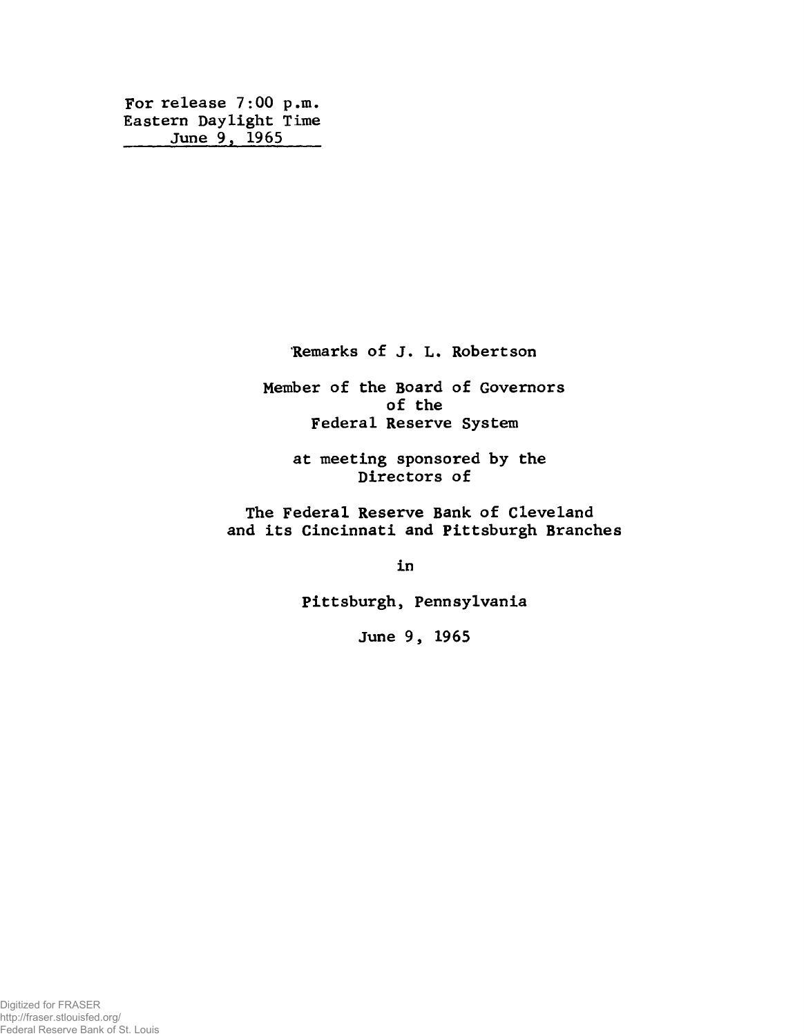For release 7:00 p.m.
Eastern Daylight Time
June 9, 1965

Remarks of J. L. Robertson

Member of the Board of Governors
of the
Federal Reserve System

at meeting sponsored by the
Directors of

The Federal Reserve Bank of Cleveland
and its Cincinnati and Pittsburgh Branches

in

Pittsburgh, Pennsylvania

June 9, 1965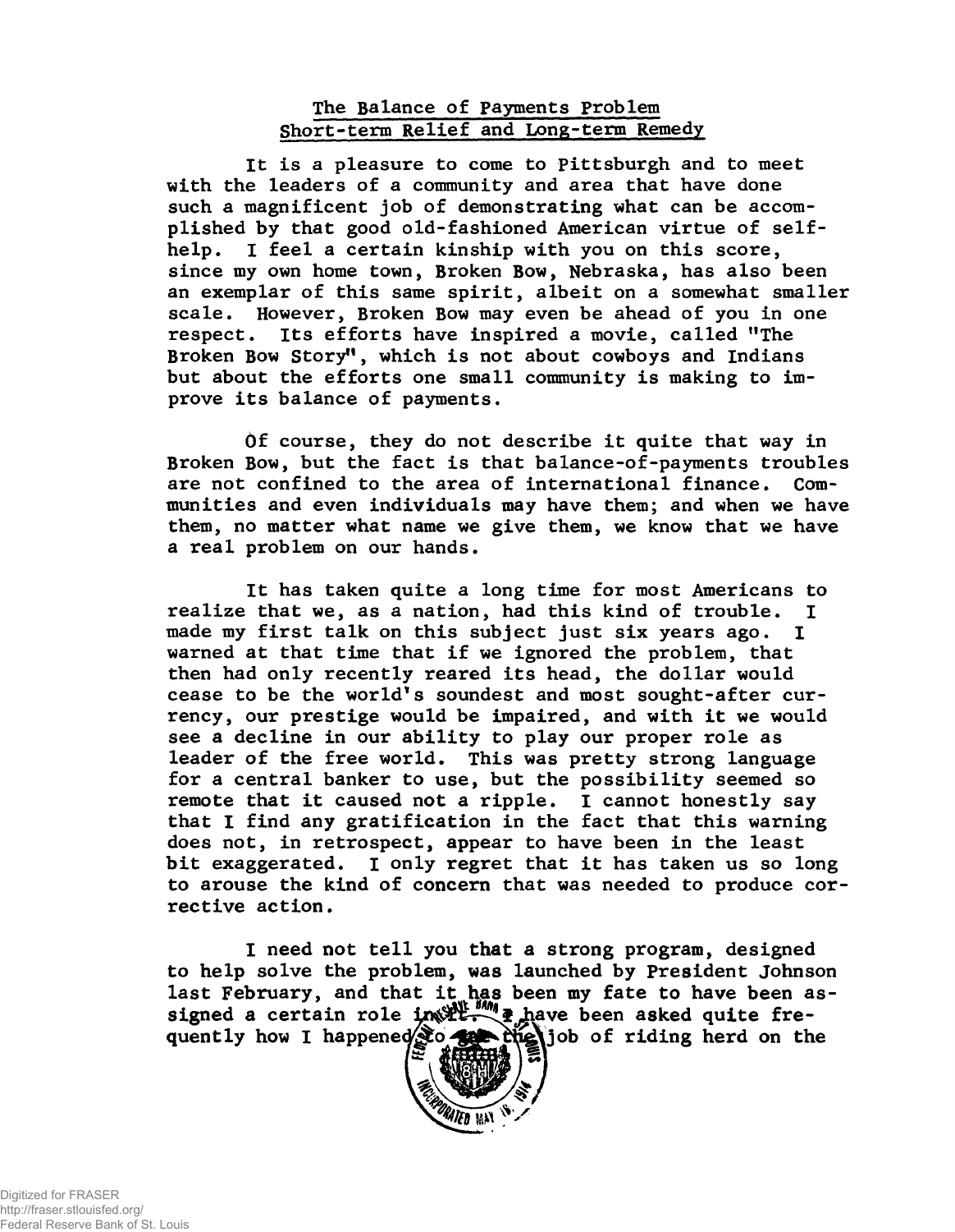## The Balance of Payments Problem
## Short-term Relief and Long-term Remedy

It is a pleasure to come to Pittsburgh and to meet with the leaders of a community and area that have done such a magnificent job of demonstrating what can be accomplished by that good old-fashioned American virtue of self-help. I feel a certain kinship with you on this score, since my own home town, Broken Bow, Nebraska, has also been an exemplar of this same spirit, albeit on a somewhat smaller scale. However, Broken Bow may even be ahead of you in one respect. Its efforts have inspired a movie, called "The Broken Bow Story", which is not about cowboys and Indians but about the efforts one small community is making to improve its balance of payments.

Of course, they do not describe it quite that way in Broken Bow, but the fact is that balance-of-payments troubles are not confined to the area of international finance. Communities and even individuals may have them; and when we have them, no matter what name we give them, we know that we have a real problem on our hands.

It has taken quite a long time for most Americans to realize that we, as a nation, had this kind of trouble. I made my first talk on this subject just six years ago. I warned at that time that if we ignored the problem, that then had only recently reared its head, the dollar would cease to be the world's soundest and most sought-after currency, our prestige would be impaired, and with it we would see a decline in our ability to play our proper role as leader of the free world. This was pretty strong language for a central banker to use, but the possibility seemed so remote that it caused not a ripple. I cannot honestly say that I find any gratification in the fact that this warning does not, in retrospect, appear to have been in the least bit exaggerated. I only regret that it has taken us so long to arouse the kind of concern that was needed to produce corrective action.

I need not tell you that a strong program, designed to help solve the problem, was launched by President Johnson last February, and that it has been my fate to have been assigned a certain role in it. I have been asked quite frequently how I happened to get the job of riding herd on the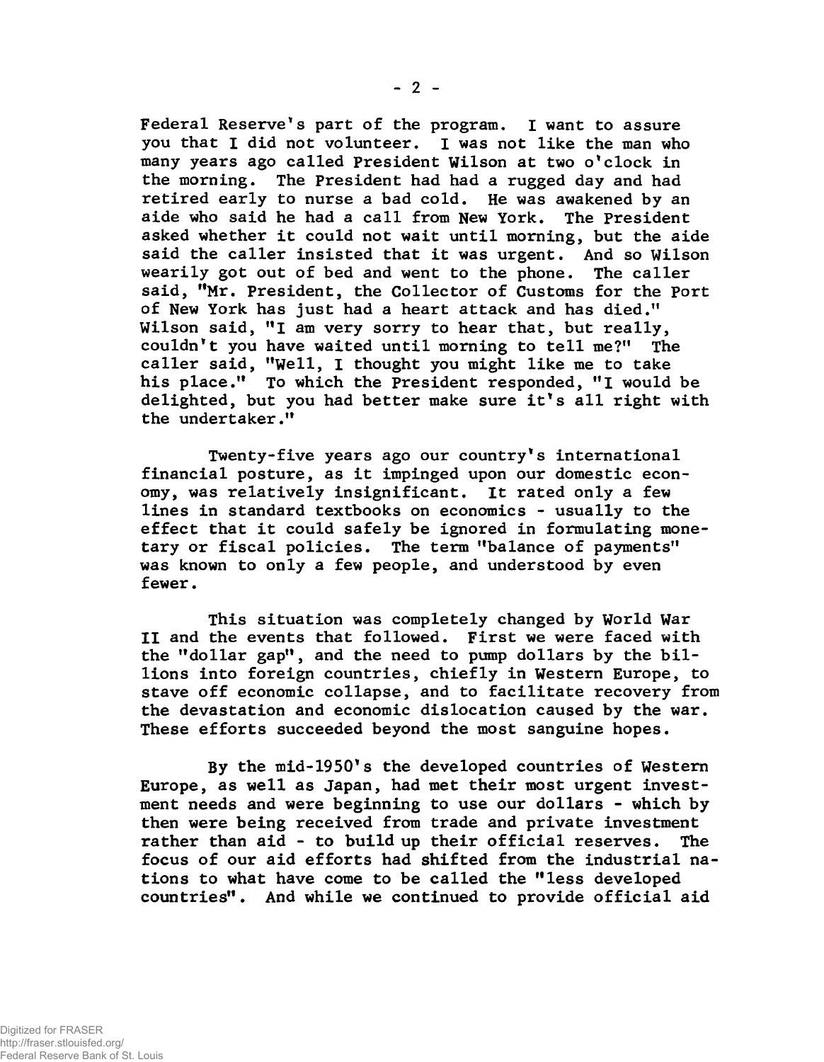Federal Reserve's part of the program. I want to assure you that I did not volunteer. I was not like the man who many years ago called President Wilson at two o'clock in the morning. The President had had a rugged day and had retired early to nurse a bad cold. He was awakened by an aide who said he had a call from New York. The President asked whether it could not wait until morning, but the aide said the caller insisted that it was urgent. And so Wilson wearily got out of bed and went to the phone. The caller said, "Mr. President, the Collector of Customs for the Port of New York has just had a heart attack and has died." Wilson said, "I am very sorry to hear that, but really, couldn't you have waited until morning to tell me?" The caller said, "Well, I thought you might like me to take his place." To which the President responded, "I would be delighted, but you had better make sure it's all right with the undertaker."

Twenty-five years ago our country's international financial posture, as it impinged upon our domestic economy, was relatively insignificant. It rated only a few lines in standard textbooks on economics - usually to the effect that it could safely be ignored in formulating monetary or fiscal policies. The term "balance of payments" was known to only a few people, and understood by even fewer.

This situation was completely changed by World War II and the events that followed. First we were faced with the "dollar gap", and the need to pump dollars by the billions into foreign countries, chiefly in Western Europe, to stave off economic collapse, and to facilitate recovery from the devastation and economic dislocation caused by the war. These efforts succeeded beyond the most sanguine hopes.

By the mid-1950's the developed countries of Western Europe, as well as Japan, had met their most urgent investment needs and were beginning to use our dollars - which by then were being received from trade and private investment rather than aid - to build up their official reserves. The focus of our aid efforts had shifted from the industrial nations to what have come to be called the "less developed countries". And while we continued to provide official aid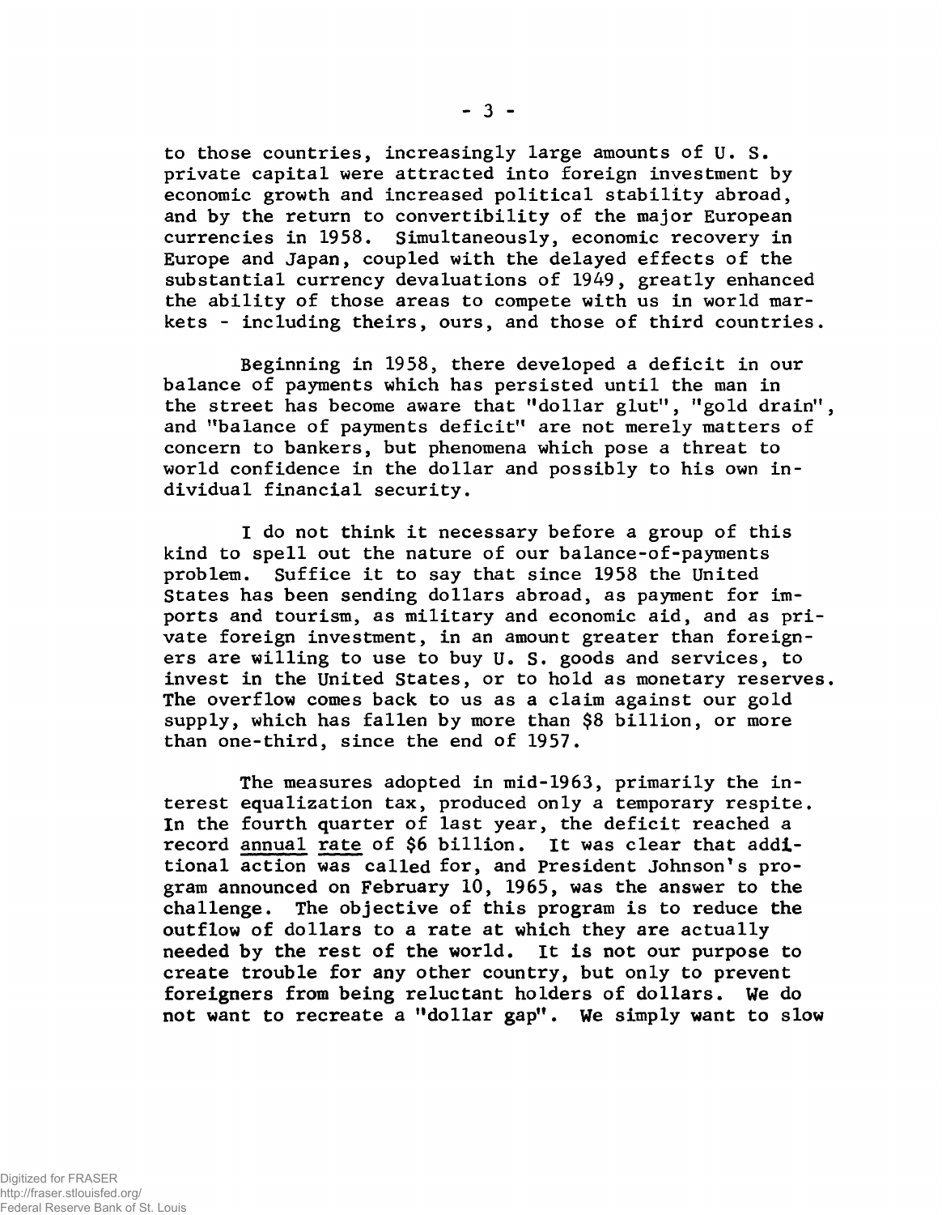to those countries, increasingly large amounts of U. S. private capital were attracted into foreign investment by economic growth and increased political stability abroad, and by the return to convertibility of the major European currencies in 1958. Simultaneously, economic recovery in Europe and Japan, coupled with the delayed effects of the substantial currency devaluations of 1949, greatly enhanced the ability of those areas to compete with us in world markets - including theirs, ours, and those of third countries.

Beginning in 1958, there developed a deficit in our balance of payments which has persisted until the man in the street has become aware that "dollar glut", "gold drain", and "balance of payments deficit" are not merely matters of concern to bankers, but phenomena which pose a threat to world confidence in the dollar and possibly to his own individual financial security.

I do not think it necessary before a group of this kind to spell out the nature of our balance-of-payments problem. Suffice it to say that since 1958 the United States has been sending dollars abroad, as payment for imports and tourism, as military and economic aid, and as private foreign investment, in an amount greater than foreigners are willing to use to buy U. S. goods and services, to invest in the United States, or to hold as monetary reserves. The overflow comes back to us as a claim against our gold supply, which has fallen by more than $8 billion, or more than one-third, since the end of 1957.

The measures adopted in mid-1963, primarily the interest equalization tax, produced only a temporary respite. In the fourth quarter of last year, the deficit reached a record annual rate of $6 billion. It was clear that additional action was called for, and President Johnson's program announced on February 10, 1965, was the answer to the challenge. The objective of this program is to reduce the outflow of dollars to a rate at which they are actually needed by the rest of the world. It is not our purpose to create trouble for any other country, but only to prevent foreigners from being reluctant holders of dollars. We do not want to recreate a "dollar gap". We simply want to slow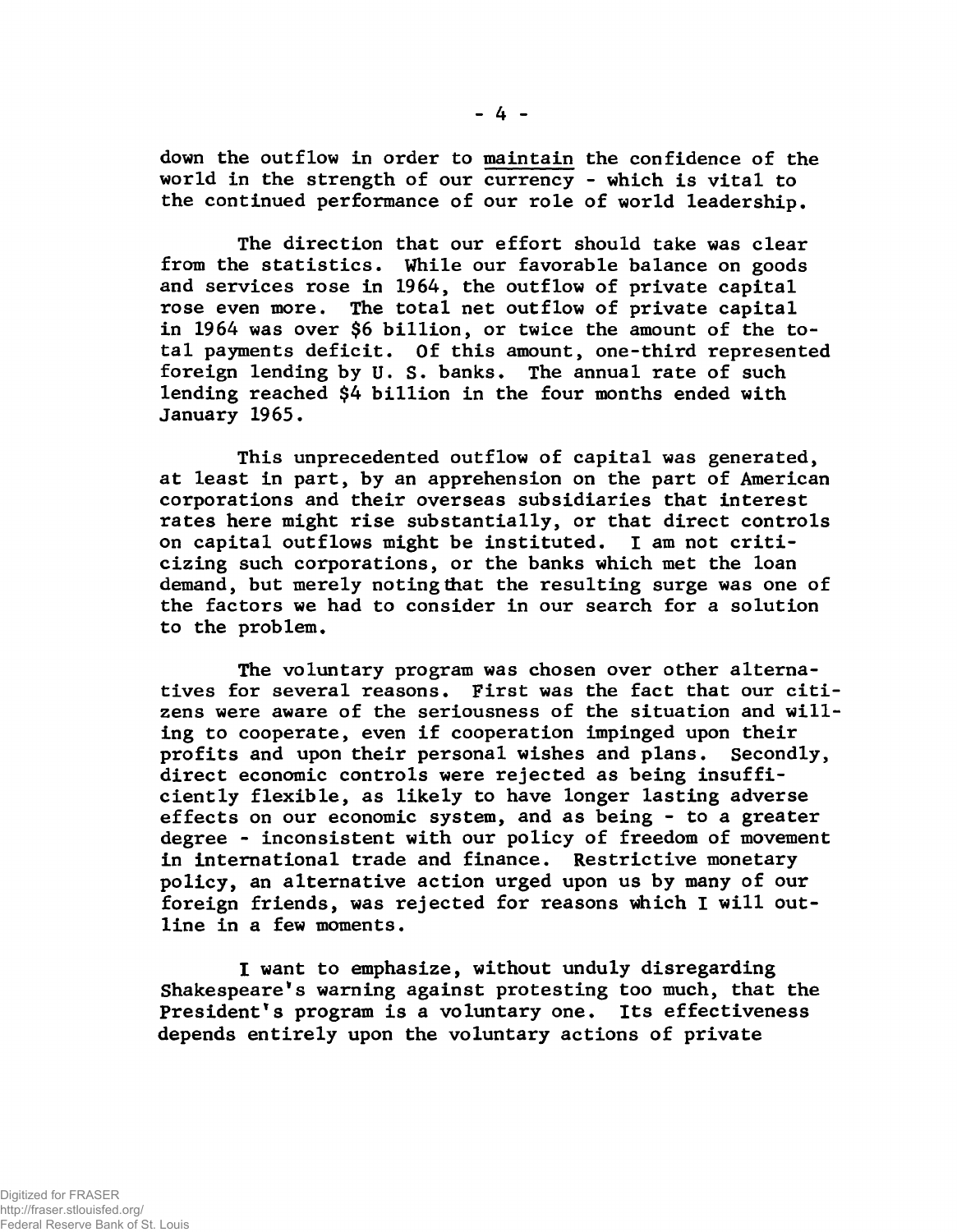down the outflow in order to <u>maintain</u> the confidence of the world in the strength of our currency - which is vital to the continued performance of our role of world leadership.

The direction that our effort should take was clear from the statistics. While our favorable balance on goods and services rose in 1964, the outflow of private capital rose even more. The total net outflow of private capital in 1964 was over $6 billion, or twice the amount of the total payments deficit. Of this amount, one-third represented foreign lending by U. S. banks. The annual rate of such lending reached $4 billion in the four months ended with January 1965.

This unprecedented outflow of capital was generated, at least in part, by an apprehension on the part of American corporations and their overseas subsidiaries that interest rates here might rise substantially, or that direct controls on capital outflows might be instituted. I am not criticizing such corporations, or the banks which met the loan demand, but merely noting that the resulting surge was one of the factors we had to consider in our search for a solution to the problem.

The voluntary program was chosen over other alternatives for several reasons. First was the fact that our citizens were aware of the seriousness of the situation and willing to cooperate, even if cooperation impinged upon their profits and upon their personal wishes and plans. Secondly, direct economic controls were rejected as being insufficiently flexible, as likely to have longer lasting adverse effects on our economic system, and as being - to a greater degree - inconsistent with our policy of freedom of movement in international trade and finance. Restrictive monetary policy, an alternative action urged upon us by many of our foreign friends, was rejected for reasons which I will outline in a few moments.

I want to emphasize, without unduly disregarding Shakespeare's warning against protesting too much, that the President's program is a voluntary one. Its effectiveness depends entirely upon the voluntary actions of private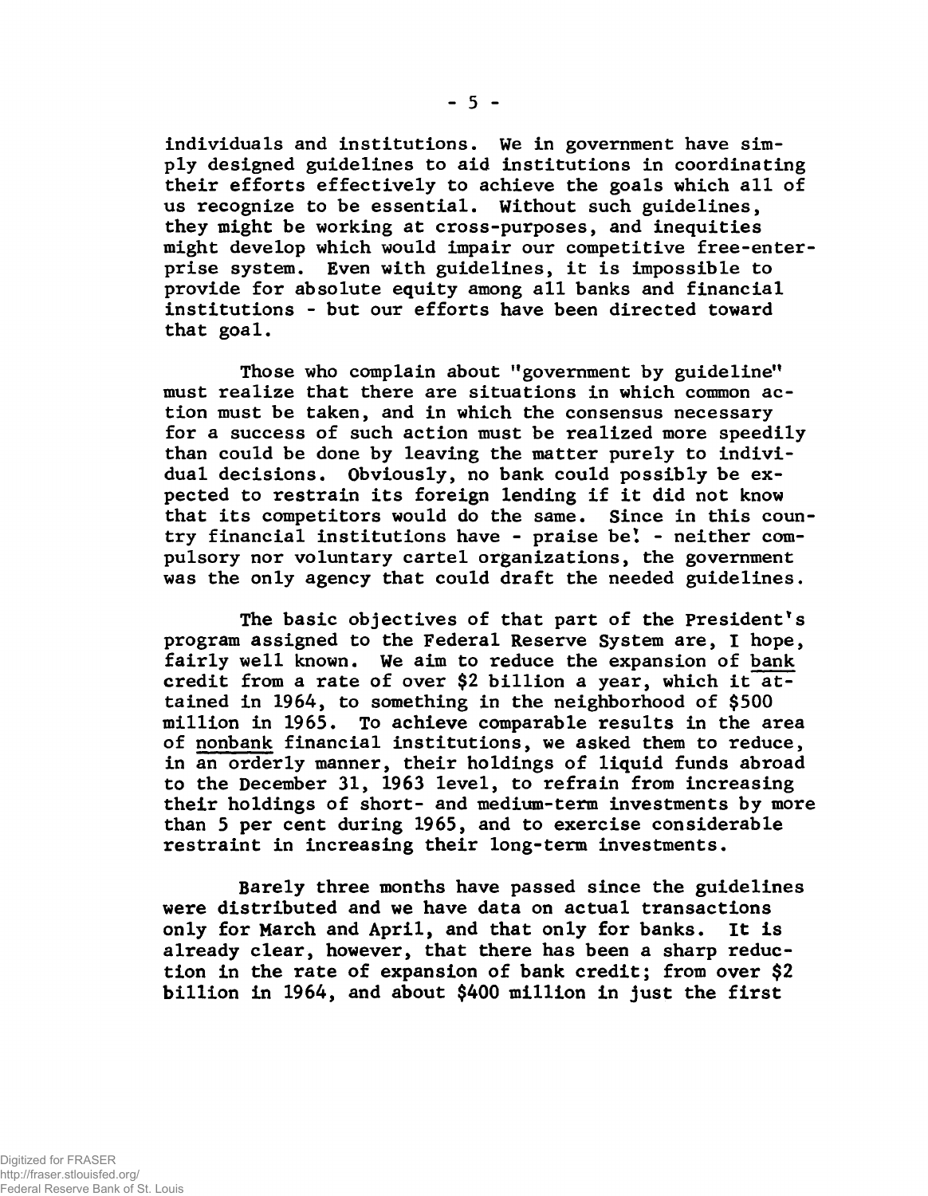individuals and institutions. We in government have simply designed guidelines to aid institutions in coordinating their efforts effectively to achieve the goals which all of us recognize to be essential. Without such guidelines, they might be working at cross-purposes, and inequities might develop which would impair our competitive free-enterprise system. Even with guidelines, it is impossible to provide for absolute equity among all banks and financial institutions - but our efforts have been directed toward that goal.

Those who complain about "government by guideline" must realize that there are situations in which common action must be taken, and in which the consensus necessary for a success of such action must be realized more speedily than could be done by leaving the matter purely to individual decisions. Obviously, no bank could possibly be expected to restrain its foreign lending if it did not know that its competitors would do the same. Since in this country financial institutions have - praise be! - neither compulsory nor voluntary cartel organizations, the government was the only agency that could draft the needed guidelines.

The basic objectives of that part of the President's program assigned to the Federal Reserve System are, I hope, fairly well known. We aim to reduce the expansion of <u>bank</u> credit from a rate of over $2 billion a year, which it attained in 1964, to something in the neighborhood of $500 million in 1965. To achieve comparable results in the area of <u>nonbank</u> financial institutions, we asked them to reduce, in an orderly manner, their holdings of liquid funds abroad to the December 31, 1963 level, to refrain from increasing their holdings of short- and medium-term investments by more than 5 per cent during 1965, and to exercise considerable restraint in increasing their long-term investments.

Barely three months have passed since the guidelines were distributed and we have data on actual transactions only for March and April, and that only for banks. It is already clear, however, that there has been a sharp reduction in the rate of expansion of bank credit; from over $2 billion in 1964, and about $400 million in just the first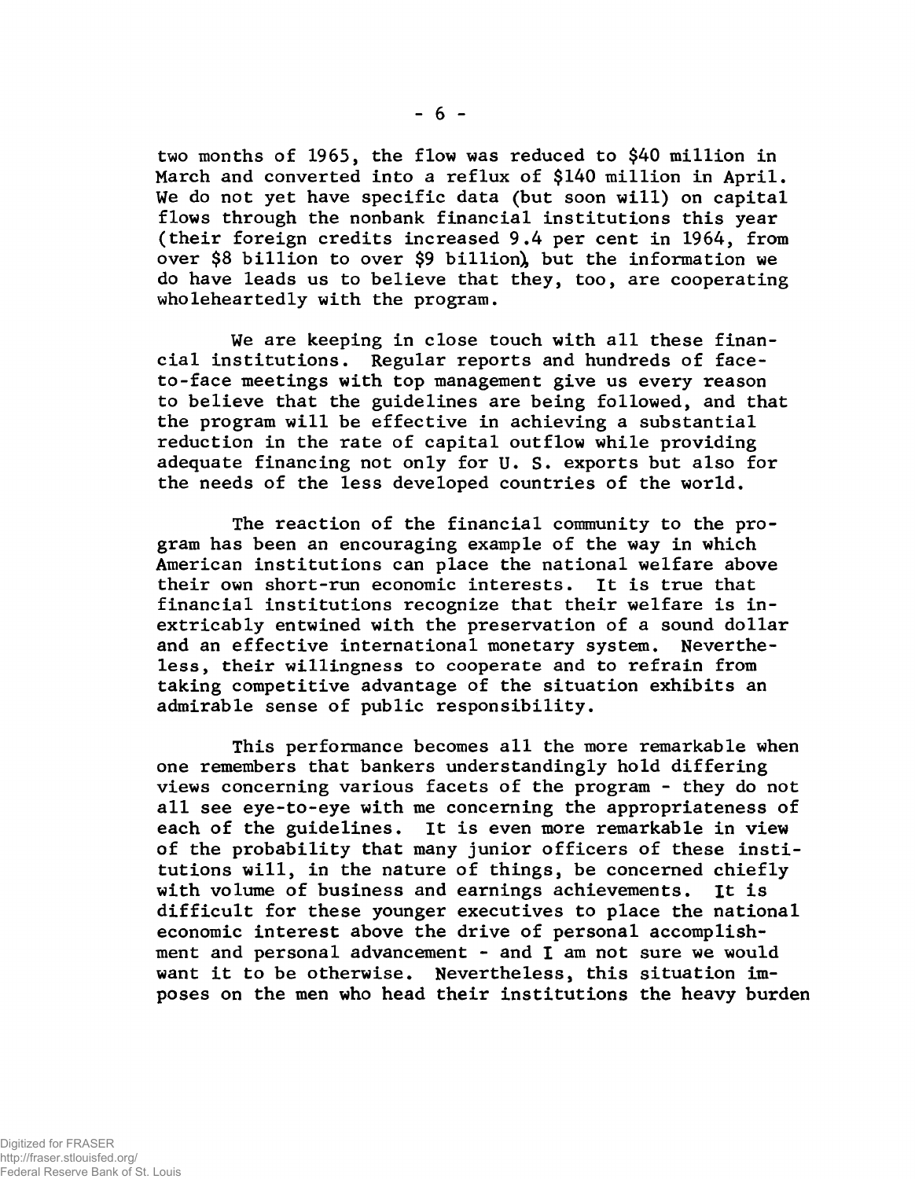two months of 1965, the flow was reduced to $40 million in March and converted into a reflux of $140 million in April. We do not yet have specific data (but soon will) on capital flows through the nonbank financial institutions this year (their foreign credits increased 9.4 per cent in 1964, from over $8 billion to over $9 billion), but the information we do have leads us to believe that they, too, are cooperating wholeheartedly with the program.

We are keeping in close touch with all these financial institutions. Regular reports and hundreds of face-to-face meetings with top management give us every reason to believe that the guidelines are being followed, and that the program will be effective in achieving a substantial reduction in the rate of capital outflow while providing adequate financing not only for U. S. exports but also for the needs of the less developed countries of the world.

The reaction of the financial community to the program has been an encouraging example of the way in which American institutions can place the national welfare above their own short-run economic interests. It is true that financial institutions recognize that their welfare is inextricably entwined with the preservation of a sound dollar and an effective international monetary system. Nevertheless, their willingness to cooperate and to refrain from taking competitive advantage of the situation exhibits an admirable sense of public responsibility.

This performance becomes all the more remarkable when one remembers that bankers understandingly hold differing views concerning various facets of the program - they do not all see eye-to-eye with me concerning the appropriateness of each of the guidelines. It is even more remarkable in view of the probability that many junior officers of these institutions will, in the nature of things, be concerned chiefly with volume of business and earnings achievements. It is difficult for these younger executives to place the national economic interest above the drive of personal accomplishment and personal advancement - and I am not sure we would want it to be otherwise. Nevertheless, this situation imposes on the men who head their institutions the heavy burden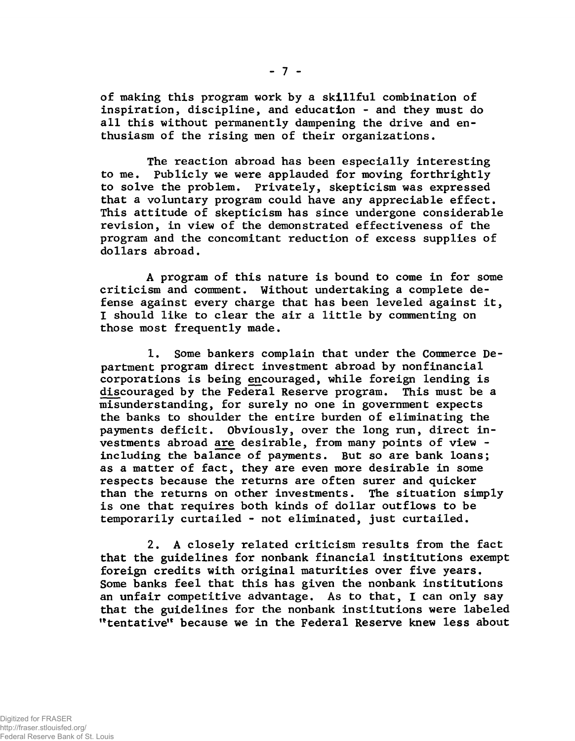of making this program work by a skillful combination of inspiration, discipline, and education - and they must do all this without permanently dampening the drive and enthusiasm of the rising men of their organizations.

The reaction abroad has been especially interesting to me. Publicly we were applauded for moving forthrightly to solve the problem. Privately, skepticism was expressed that a voluntary program could have any appreciable effect. This attitude of skepticism has since undergone considerable revision, in view of the demonstrated effectiveness of the program and the concomitant reduction of excess supplies of dollars abroad.

A program of this nature is bound to come in for some criticism and comment. Without undertaking a complete defense against every charge that has been leveled against it, I should like to clear the air a little by commenting on those most frequently made.

1. Some bankers complain that under the Commerce Department program direct investment abroad by nonfinancial corporations is being encouraged, while foreign lending is discouraged by the Federal Reserve program. This must be a misunderstanding, for surely no one in government expects the banks to shoulder the entire burden of eliminating the payments deficit. Obviously, over the long run, direct investments abroad are desirable, from many points of view - including the balance of payments. But so are bank loans; as a matter of fact, they are even more desirable in some respects because the returns are often surer and quicker than the returns on other investments. The situation simply is one that requires both kinds of dollar outflows to be temporarily curtailed - not eliminated, just curtailed.

2. A closely related criticism results from the fact that the guidelines for nonbank financial institutions exempt foreign credits with original maturities over five years. Some banks feel that this has given the nonbank institutions an unfair competitive advantage. As to that, I can only say that the guidelines for the nonbank institutions were labeled "tentative" because we in the Federal Reserve knew less about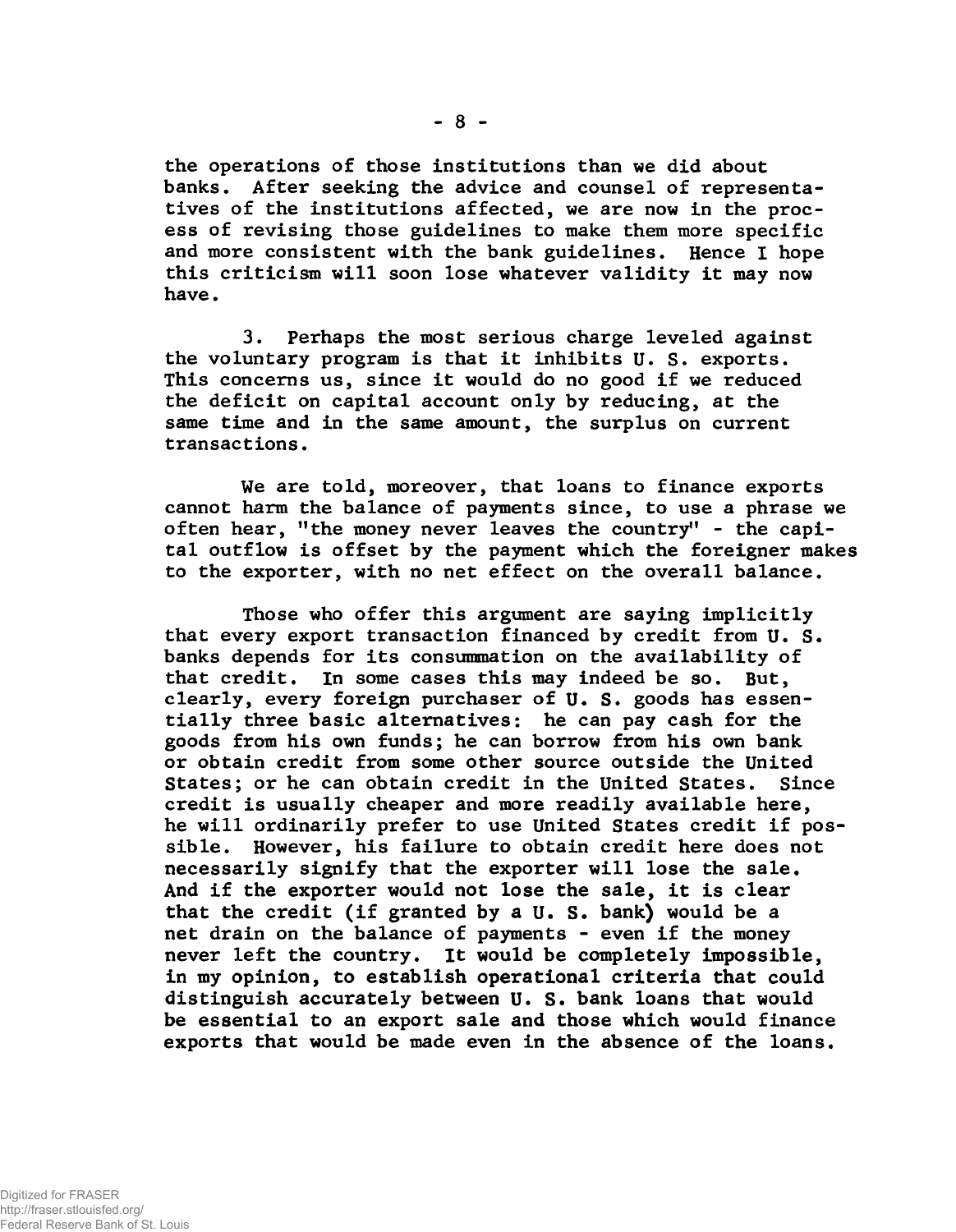the operations of those institutions than we did about banks. After seeking the advice and counsel of representatives of the institutions affected, we are now in the process of revising those guidelines to make them more specific and more consistent with the bank guidelines. Hence I hope this criticism will soon lose whatever validity it may now have.

3. Perhaps the most serious charge leveled against the voluntary program is that it inhibits U. S. exports. This concerns us, since it would do no good if we reduced the deficit on capital account only by reducing, at the same time and in the same amount, the surplus on current transactions.

We are told, moreover, that loans to finance exports cannot harm the balance of payments since, to use a phrase we often hear, "the money never leaves the country" - the capital outflow is offset by the payment which the foreigner makes to the exporter, with no net effect on the overall balance.

Those who offer this argument are saying implicitly that every export transaction financed by credit from U. S. banks depends for its consummation on the availability of that credit. In some cases this may indeed be so. But, clearly, every foreign purchaser of U. S. goods has essentially three basic alternatives: he can pay cash for the goods from his own funds; he can borrow from his own bank or obtain credit from some other source outside the United States; or he can obtain credit in the United States. Since credit is usually cheaper and more readily available here, he will ordinarily prefer to use United States credit if possible. However, his failure to obtain credit here does not necessarily signify that the exporter will lose the sale. And if the exporter would not lose the sale, it is clear that the credit (if granted by a U. S. bank) would be a net drain on the balance of payments - even if the money never left the country. It would be completely impossible, in my opinion, to establish operational criteria that could distinguish accurately between U. S. bank loans that would be essential to an export sale and those which would finance exports that would be made even in the absence of the loans.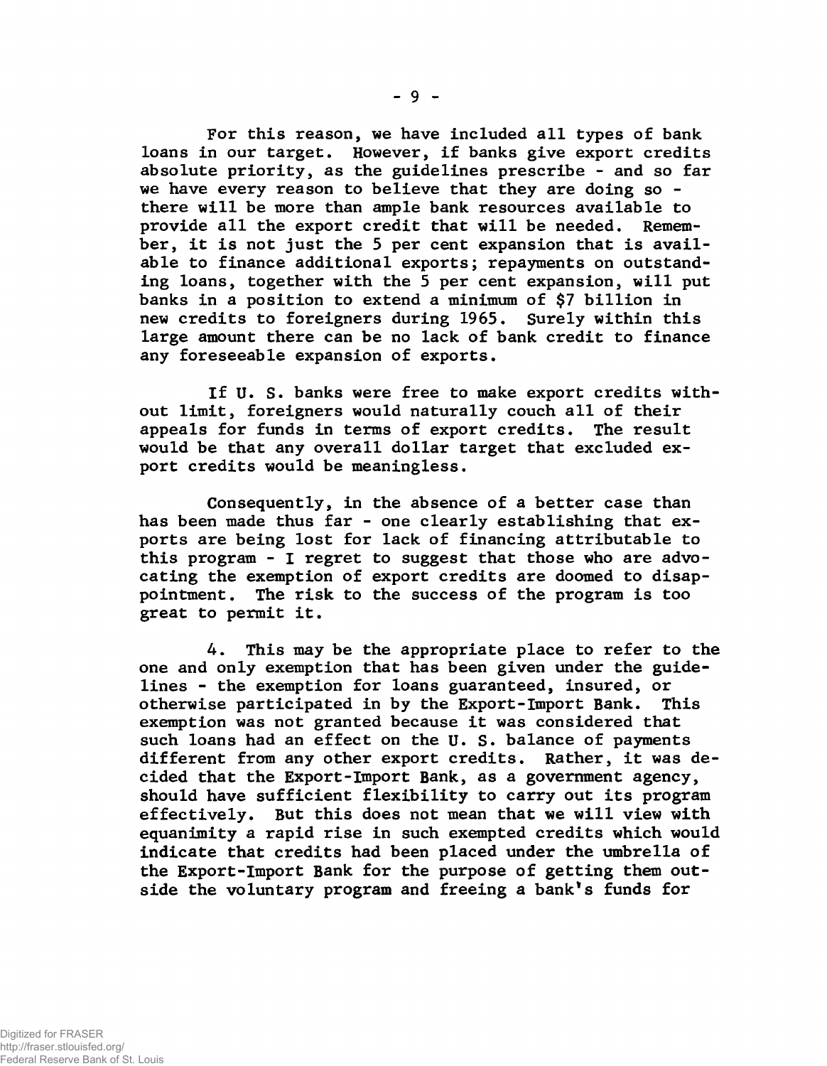For this reason, we have included all types of bank loans in our target. However, if banks give export credits absolute priority, as the guidelines prescribe - and so far we have every reason to believe that they are doing so - there will be more than ample bank resources available to provide all the export credit that will be needed. Remember, it is not just the 5 per cent expansion that is available to finance additional exports; repayments on outstanding loans, together with the 5 per cent expansion, will put banks in a position to extend a minimum of $7 billion in new credits to foreigners during 1965. Surely within this large amount there can be no lack of bank credit to finance any foreseeable expansion of exports.

If U. S. banks were free to make export credits without limit, foreigners would naturally couch all of their appeals for funds in terms of export credits. The result would be that any overall dollar target that excluded export credits would be meaningless.

Consequently, in the absence of a better case than has been made thus far - one clearly establishing that exports are being lost for lack of financing attributable to this program - I regret to suggest that those who are advocating the exemption of export credits are doomed to disappointment. The risk to the success of the program is too great to permit it.

4. This may be the appropriate place to refer to the one and only exemption that has been given under the guidelines - the exemption for loans guaranteed, insured, or otherwise participated in by the Export-Import Bank. This exemption was not granted because it was considered that such loans had an effect on the U. S. balance of payments different from any other export credits. Rather, it was decided that the Export-Import Bank, as a government agency, should have sufficient flexibility to carry out its program effectively. But this does not mean that we will view with equanimity a rapid rise in such exempted credits which would indicate that credits had been placed under the umbrella of the Export-Import Bank for the purpose of getting them outside the voluntary program and freeing a bank's funds for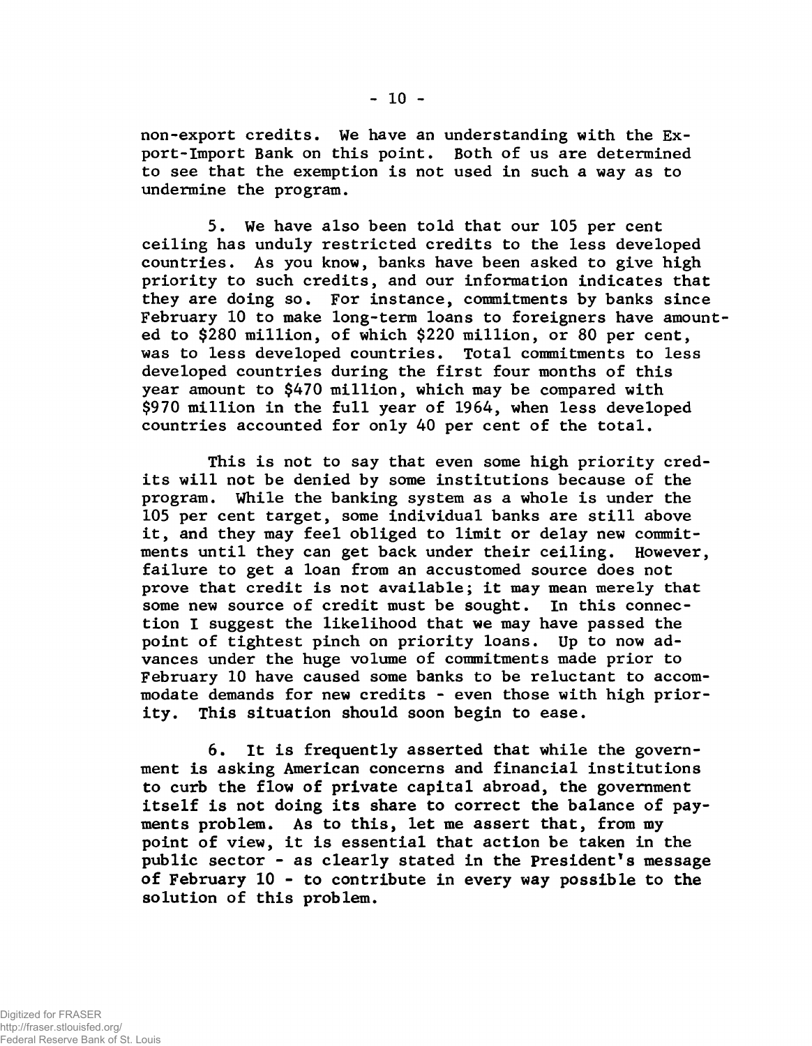non-export credits. We have an understanding with the Export-Import Bank on this point. Both of us are determined to see that the exemption is not used in such a way as to undermine the program.

5. We have also been told that our 105 per cent ceiling has unduly restricted credits to the less developed countries. As you know, banks have been asked to give high priority to such credits, and our information indicates that they are doing so. For instance, commitments by banks since February 10 to make long-term loans to foreigners have amounted to $280 million, of which $220 million, or 80 per cent, was to less developed countries. Total commitments to less developed countries during the first four months of this year amount to $470 million, which may be compared with $970 million in the full year of 1964, when less developed countries accounted for only 40 per cent of the total.

This is not to say that even some high priority credits will not be denied by some institutions because of the program. While the banking system as a whole is under the 105 per cent target, some individual banks are still above it, and they may feel obliged to limit or delay new commitments until they can get back under their ceiling. However, failure to get a loan from an accustomed source does not prove that credit is not available; it may mean merely that some new source of credit must be sought. In this connection I suggest the likelihood that we may have passed the point of tightest pinch on priority loans. Up to now advances under the huge volume of commitments made prior to February 10 have caused some banks to be reluctant to accommodate demands for new credits - even those with high priority. This situation should soon begin to ease.

6. It is frequently asserted that while the government is asking American concerns and financial institutions to curb the flow of private capital abroad, the government itself is not doing its share to correct the balance of payments problem. As to this, let me assert that, from my point of view, it is essential that action be taken in the public sector - as clearly stated in the President's message of February 10 - to contribute in every way possible to the solution of this problem.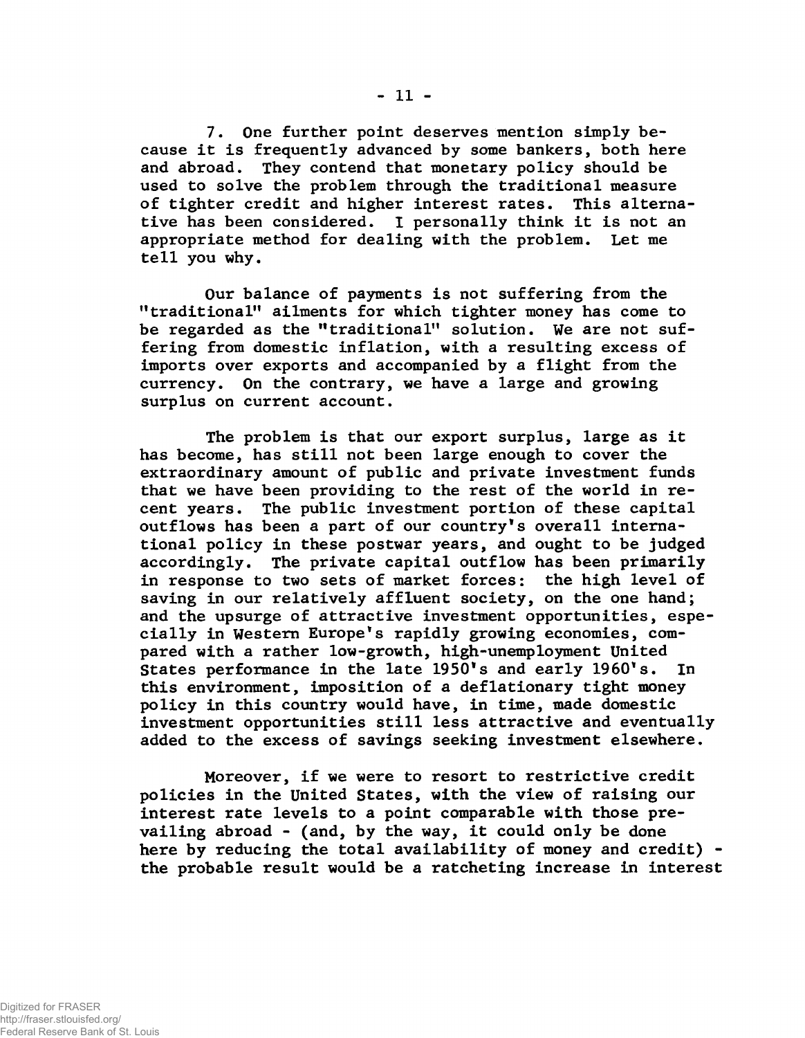7. One further point deserves mention simply because it is frequently advanced by some bankers, both here and abroad. They contend that monetary policy should be used to solve the problem through the traditional measure of tighter credit and higher interest rates. This alternative has been considered. I personally think it is not an appropriate method for dealing with the problem. Let me tell you why.

Our balance of payments is not suffering from the "traditional" ailments for which tighter money has come to be regarded as the "traditional" solution. We are not suffering from domestic inflation, with a resulting excess of imports over exports and accompanied by a flight from the currency. On the contrary, we have a large and growing surplus on current account.

The problem is that our export surplus, large as it has become, has still not been large enough to cover the extraordinary amount of public and private investment funds that we have been providing to the rest of the world in recent years. The public investment portion of these capital outflows has been a part of our country's overall international policy in these postwar years, and ought to be judged accordingly. The private capital outflow has been primarily in response to two sets of market forces: the high level of saving in our relatively affluent society, on the one hand; and the upsurge of attractive investment opportunities, especially in Western Europe's rapidly growing economies, compared with a rather low-growth, high-unemployment United States performance in the late 1950's and early 1960's. In this environment, imposition of a deflationary tight money policy in this country would have, in time, made domestic investment opportunities still less attractive and eventually added to the excess of savings seeking investment elsewhere.

Moreover, if we were to resort to restrictive credit policies in the United States, with the view of raising our interest rate levels to a point comparable with those prevailing abroad - (and, by the way, it could only be done here by reducing the total availability of money and credit) - the probable result would be a ratcheting increase in interest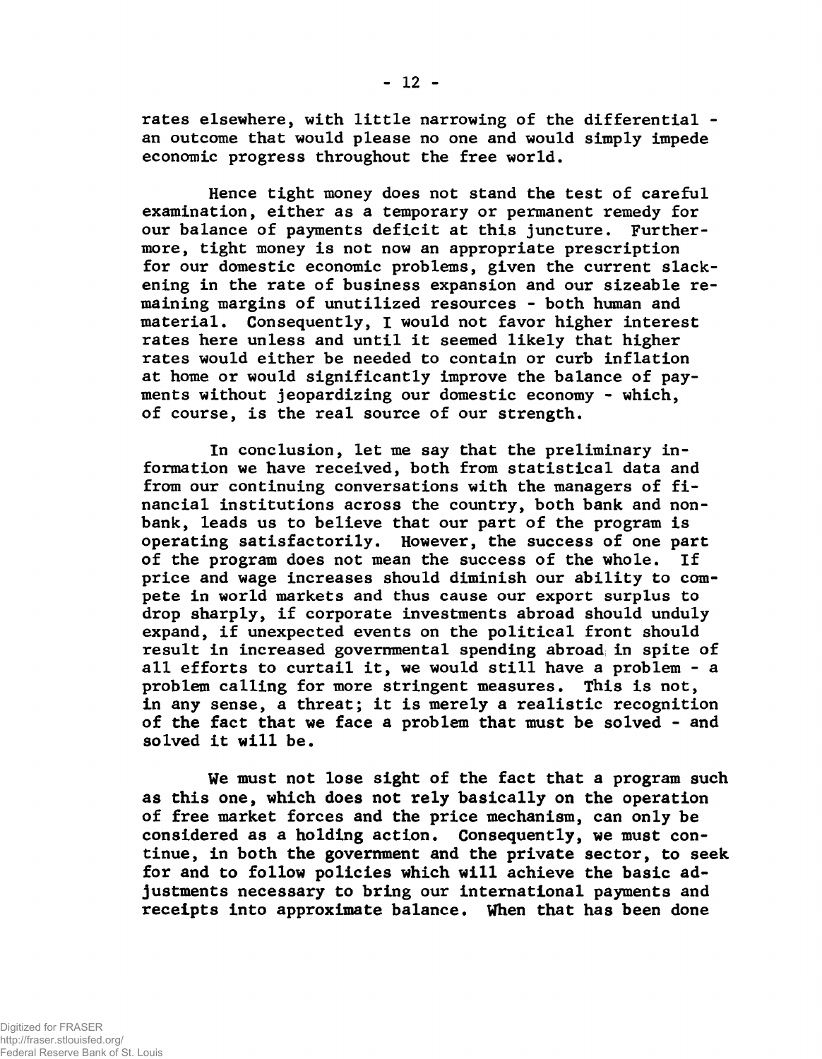rates elsewhere, with little narrowing of the differential - an outcome that would please no one and would simply impede economic progress throughout the free world.

Hence tight money does not stand the test of careful examination, either as a temporary or permanent remedy for our balance of payments deficit at this juncture. Furthermore, tight money is not now an appropriate prescription for our domestic economic problems, given the current slackening in the rate of business expansion and our sizeable remaining margins of unutilized resources - both human and material. Consequently, I would not favor higher interest rates here unless and until it seemed likely that higher rates would either be needed to contain or curb inflation at home or would significantly improve the balance of payments without jeopardizing our domestic economy - which, of course, is the real source of our strength.

In conclusion, let me say that the preliminary information we have received, both from statistical data and from our continuing conversations with the managers of financial institutions across the country, both bank and nonbank, leads us to believe that our part of the program is operating satisfactorily. However, the success of one part of the program does not mean the success of the whole. If price and wage increases should diminish our ability to compete in world markets and thus cause our export surplus to drop sharply, if corporate investments abroad should unduly expand, if unexpected events on the political front should result in increased governmental spending abroad in spite of all efforts to curtail it, we would still have a problem - a problem calling for more stringent measures. This is not, in any sense, a threat; it is merely a realistic recognition of the fact that we face a problem that must be solved - and solved it will be.

We must not lose sight of the fact that a program such as this one, which does not rely basically on the operation of free market forces and the price mechanism, can only be considered as a holding action. Consequently, we must continue, in both the government and the private sector, to seek for and to follow policies which will achieve the basic adjustments necessary to bring our international payments and receipts into approximate balance. When that has been done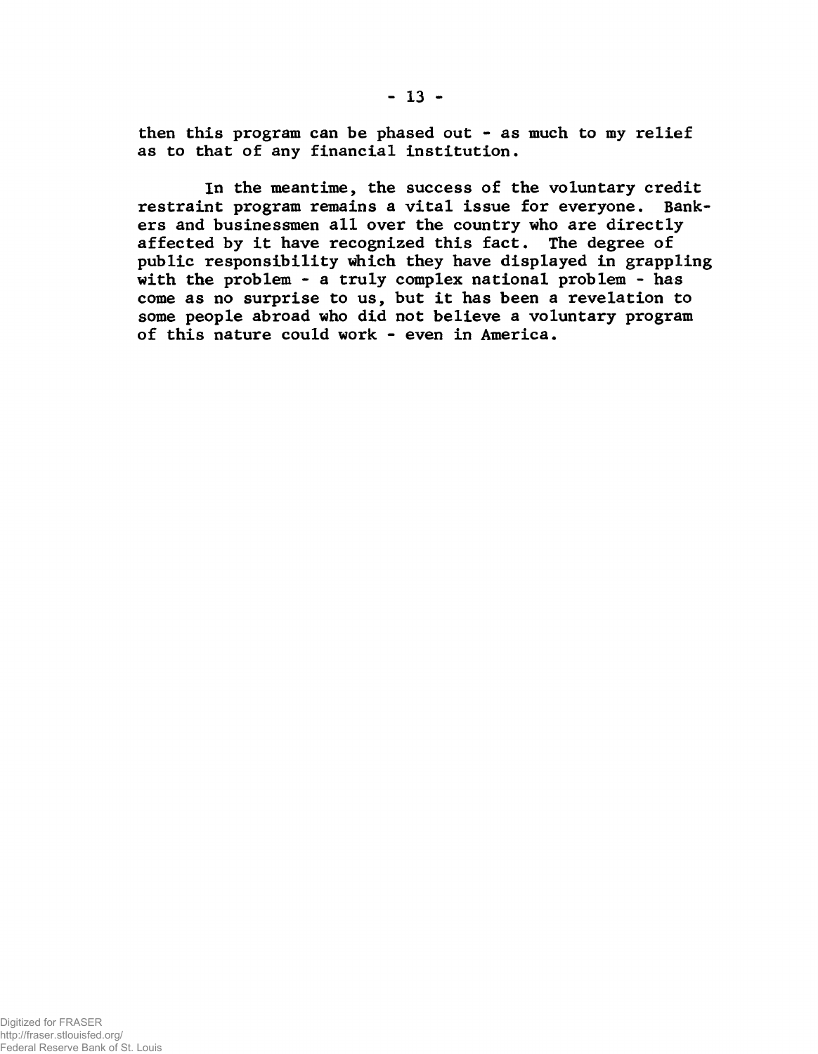then this program can be phased out - as much to my relief as to that of any financial institution.

In the meantime, the success of the voluntary credit restraint program remains a vital issue for everyone. Bankers and businessmen all over the country who are directly affected by it have recognized this fact. The degree of public responsibility which they have displayed in grappling with the problem - a truly complex national problem - has come as no surprise to us, but it has been a revelation to some people abroad who did not believe a voluntary program of this nature could work - even in America.